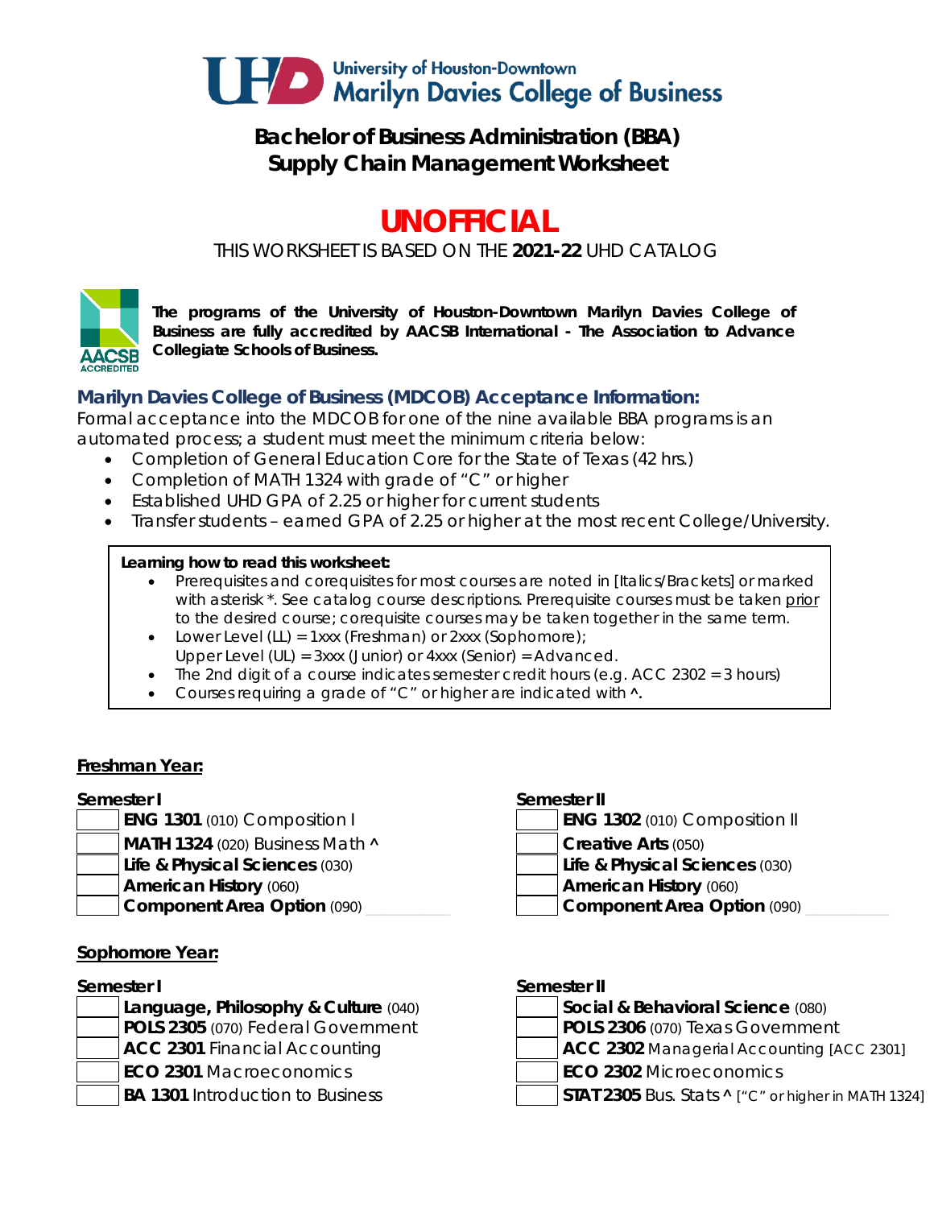University of Houston-Downtown
Marilyn Davies College of Business

# Bachelor of Business Administration (BBA) Supply Chain Management Worksheet

# UNOFFICIAL

THIS WORKSHEET IS BASED ON THE **2021-22** UHD CATALOG

**The programs of the University of Houston-Downtown Marilyn Davies College of Business are fully accredited by AACSB International - The Association to Advance Collegiate Schools of Business.**

## Marilyn Davies College of Business (MDCOB) Acceptance Information:

Formal acceptance into the MDCOB for one of the nine available BBA programs is an automated process; a student must meet the minimum criteria below:

- Completion of General Education Core for the State of Texas (42 hrs.)
- Completion of MATH 1324 with grade of "C" or higher
- Established UHD GPA of 2.25 or higher for current students
- Transfer students – earned GPA of 2.25 or higher at the most recent College/University.

**Learning how to read this worksheet:**

- Prerequisites and corequisites for most courses are noted in [Italics/Brackets] or marked with asterisk *. See catalog course descriptions. Prerequisite courses must be taken prior to the desired course; corequisite courses may be taken together in the same term.
- Lower Level (LL) = 1xxx (Freshman) or 2xxx (Sophomore);
  Upper Level (UL) = 3xxx (Junior) or 4xxx (Senior) = Advanced.
- The 2nd digit of a course indicates semester credit hours (e.g. ACC 2302 = 3 hours)
- Courses requiring a grade of "C" or higher are indicated with ^.

## Freshman Year:

**Semester I**

- [ ] **ENG 1301** (010) Composition I
- [ ] **MATH 1324** (020) Business Math ^
- [ ] **Life & Physical Sciences** (030)
- [ ] **American History** (060)
- [ ] **Component Area Option** (090)

**Semester II**

- [ ] **ENG 1302** (010) Composition II
- [ ] **Creative Arts** (050)
- [ ] **Life & Physical Sciences** (030)
- [ ] **American History** (060)
- [ ] **Component Area Option** (090)

## Sophomore Year:

**Semester I**

- [ ] **Language, Philosophy & Culture** (040)
- [ ] **POLS 2305** (070) Federal Government
- [ ] **ACC 2301** Financial Accounting
- [ ] **ECO 2301** Macroeconomics
- [ ] **BA 1301** Introduction to Business

**Semester II**

- [ ] **Social & Behavioral Science** (080)
- [ ] **POLS 2306** (070) Texas Government
- [ ] **ACC 2302** Managerial Accounting [ACC 2301]
- [ ] **ECO 2302** Microeconomics
- [ ] **STAT 2305** Bus. Stats ^ ["C" or higher in MATH 1324]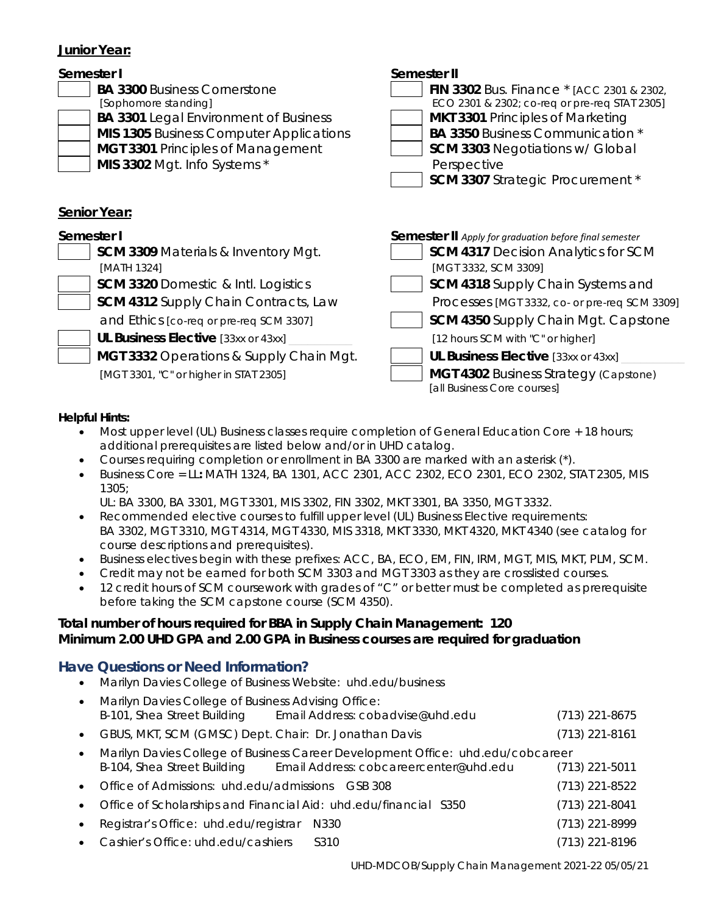**Junior Year:**

**Semester I**

- [ ] **BA 3300** Business Cornerstone [Sophomore standing]
- [ ] **BA 3301** Legal Environment of Business
- [ ] **MIS 1305** Business Computer Applications
- [ ] **MGT 3301** Principles of Management
- [ ] **MIS 3302** Mgt. Info Systems *

**Semester II**

- [ ] **FIN 3302** Bus. Finance * [ACC 2301 & 2302, ECO 2301 & 2302; co-req or pre-req STAT 2305]
- [ ] **MKT 3301** Principles of Marketing
- [ ] **BA 3350** Business Communication *
- [ ] **SCM 3303** Negotiations w/ Global Perspective
- [ ] **SCM 3307** Strategic Procurement *

**Senior Year:**

**Semester I**

- [ ] **SCM 3309** Materials & Inventory Mgt. [MATH 1324]
- [ ] **SCM 3320** Domestic & Intl. Logistics
- [ ] **SCM 4312** Supply Chain Contracts, Law and Ethics [co-req or pre-req SCM 3307]
- [ ] **UL Business Elective** [33xx or 43xx] ________
- [ ] **MGT 3332** Operations & Supply Chain Mgt. [MGT 3301, "C" or higher in STAT 2305]

**Semester II** *Apply for graduation before final semester*

- [ ] **SCM 4317** Decision Analytics for SCM [MGT 3332, SCM 3309]
- [ ] **SCM 4318** Supply Chain Systems and Processes [MGT 3332, co- or pre-req SCM 3309]
- [ ] **SCM 4350** Supply Chain Mgt. Capstone [12 hours SCM with "C" or higher]
- [ ] **UL Business Elective** [33xx or 43xx] ________
- [ ] **MGT 4302** Business Strategy (Capstone) [all Business Core courses]

**Helpful Hints:**

- Most upper level (UL) Business classes require completion of General Education Core + 18 hours; additional prerequisites are listed below and/or in UHD catalog.
- Courses requiring completion or enrollment in BA 3300 are marked with an asterisk (*).
- Business Core = LL**:** MATH 1324, BA 1301, ACC 2301, ACC 2302, ECO 2301, ECO 2302, STAT 2305, MIS 1305;
  UL: BA 3300, BA 3301, MGT 3301, MIS 3302, FIN 3302, MKT 3301, BA 3350, MGT 3332.
- Recommended elective courses to fulfill upper level (UL) Business Elective requirements: BA 3302, MGT 3310, MGT 4314, MGT 4330, MIS 3318, MKT 3330, MKT 4320, MKT 4340 (see catalog for course descriptions and prerequisites).
- Business electives begin with these prefixes: ACC, BA, ECO, EM, FIN, IRM, MGT, MIS, MKT, PLM, SCM.
- Credit may not be earned for both SCM 3303 and MGT 3303 as they are crosslisted courses.
- 12 credit hours of SCM coursework with grades of "C" or better must be completed as prerequisite before taking the SCM capstone course (SCM 4350).

**Total number of hours required for BBA in Supply Chain Management: 120**
**Minimum 2.00 UHD GPA and 2.00 GPA in Business courses are required for graduation**

## Have Questions or Need Information?

- Marilyn Davies College of Business Website: uhd.edu/business
- Marilyn Davies College of Business Advising Office:
  B-101, Shea Street Building Email Address: cobadvise@uhd.edu (713) 221-8675
- GBUS, MKT, SCM (GMSC) Dept. Chair: Dr. Jonathan Davis (713) 221-8161
- Marilyn Davies College of Business Career Development Office: uhd.edu/cobcareer
  B-104, Shea Street Building Email Address: cobcareercenter@uhd.edu (713) 221-5011
- Office of Admissions: uhd.edu/admissions GSB 308 (713) 221-8522
- Office of Scholarships and Financial Aid: uhd.edu/financial S350 (713) 221-8041
- Registrar's Office: uhd.edu/registrar N330 (713) 221-8999
- Cashier's Office: uhd.edu/cashiers S310 (713) 221-8196

UHD-MDCOB/Supply Chain Management 2021-22 05/05/21